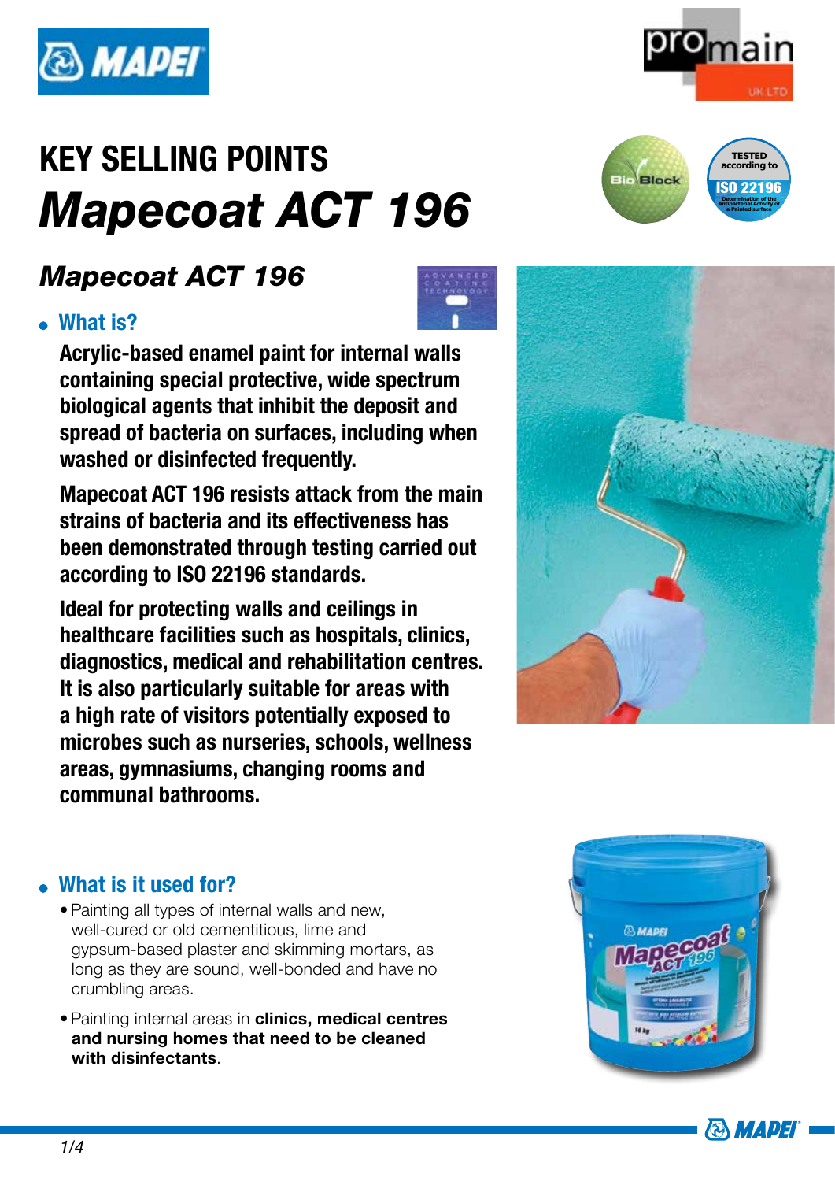# KEY SELLING POINTS
# *Mapecoat ACT 196*

## *Mapecoat ACT 196*

### What is?

**Acrylic-based enamel paint for internal walls containing special protective, wide spectrum biological agents that inhibit the deposit and spread of bacteria on surfaces, including when washed or disinfected frequently.**

**Mapecoat ACT 196 resists attack from the main strains of bacteria and its effectiveness has been demonstrated through testing carried out according to ISO 22196 standards.**

**Ideal for protecting walls and ceilings in healthcare facilities such as hospitals, clinics, diagnostics, medical and rehabilitation centres. It is also particularly suitable for areas with a high rate of visitors potentially exposed to microbes such as nurseries, schools, wellness areas, gymnasiums, changing rooms and communal bathrooms.**

### What is it used for?

- Painting all types of internal walls and new, well-cured or old cementitious, lime and gypsum-based plaster and skimming mortars, as long as they are sound, well-bonded and have no crumbling areas.
- Painting internal areas in **clinics, medical centres and nursing homes that need to be cleaned with disinfectants**.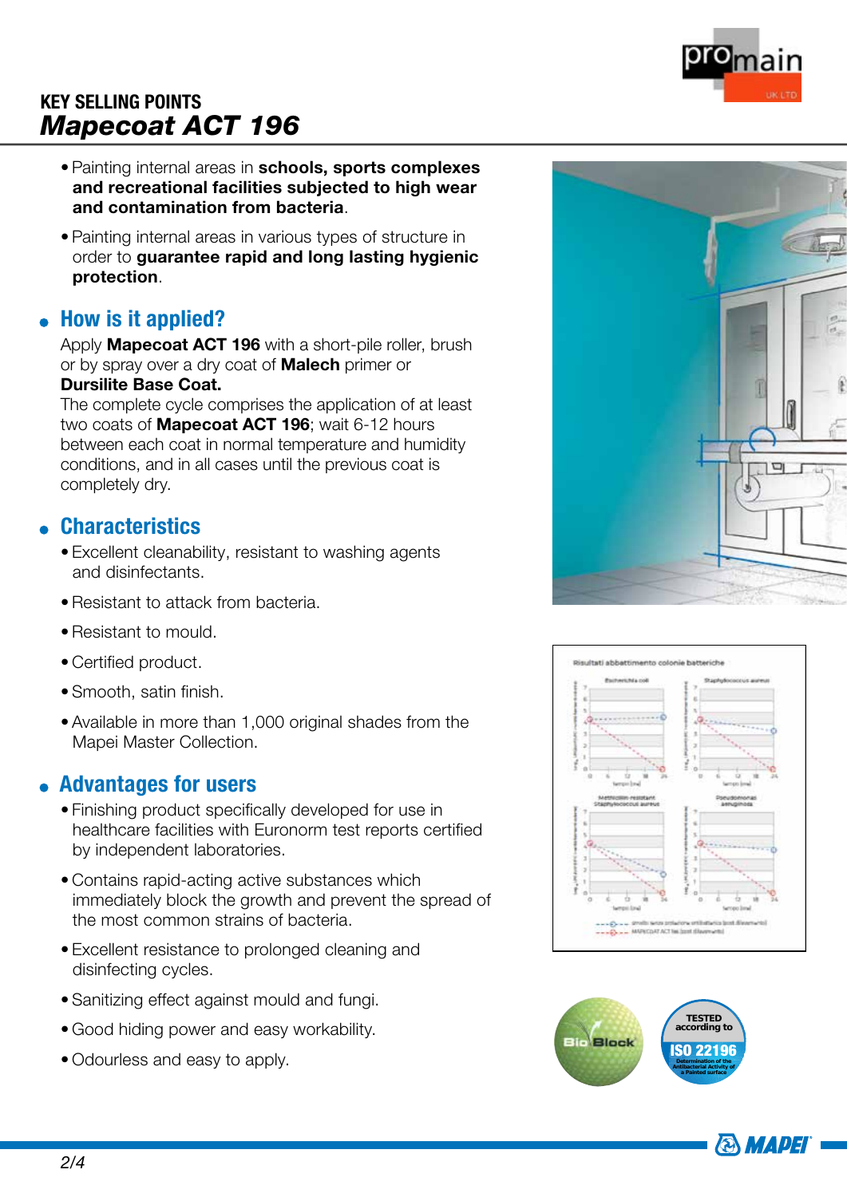## KEY SELLING POINTS
# *Mapecoat ACT 196*

- Painting internal areas in **schools, sports complexes and recreational facilities subjected to high wear and contamination from bacteria**.
- Painting internal areas in various types of structure in order to **guarantee rapid and long lasting hygienic protection**.

## How is it applied?

Apply **Mapecoat ACT 196** with a short-pile roller, brush or by spray over a dry coat of **Malech** primer or **Dursilite Base Coat.**
The complete cycle comprises the application of at least two coats of **Mapecoat ACT 196**; wait 6-12 hours between each coat in normal temperature and humidity conditions, and in all cases until the previous coat is completely dry.

## Characteristics

- Excellent cleanability, resistant to washing agents and disinfectants.
- Resistant to attack from bacteria.
- Resistant to mould.
- Certified product.
- Smooth, satin finish.
- Available in more than 1,000 original shades from the Mapei Master Collection.

## Advantages for users

- Finishing product specifically developed for use in healthcare facilities with Euronorm test reports certified by independent laboratories.
- Contains rapid-acting active substances which immediately block the growth and prevent the spread of the most common strains of bacteria.
- Excellent resistance to prolonged cleaning and disinfecting cycles.
- Sanitizing effect against mould and fungi.
- Good hiding power and easy workability.
- Odourless and easy to apply.

Risultati abbattimento colonie batteriche

TESTED according to ISO 22196 Determination of the Antibacterial Activity of a Painted surface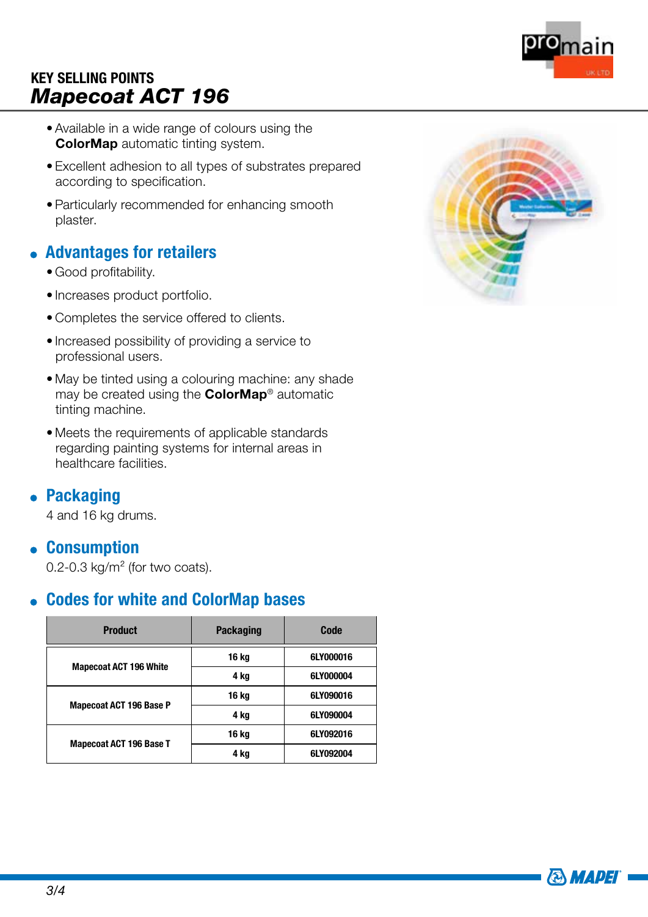# KEY SELLING POINTS
## *Mapecoat ACT 196*

- Available in a wide range of colours using the **ColorMap** automatic tinting system.
- Excellent adhesion to all types of substrates prepared according to specification.
- Particularly recommended for enhancing smooth plaster.

### Advantages for retailers

- Good profitability.
- Increases product portfolio.
- Completes the service offered to clients.
- Increased possibility of providing a service to professional users.
- May be tinted using a colouring machine: any shade may be created using the **ColorMap**® automatic tinting machine.
- Meets the requirements of applicable standards regarding painting systems for internal areas in healthcare facilities.

### Packaging

4 and 16 kg drums.

### Consumption

0.2-0.3 kg/m$^2$ (for two coats).

### Codes for white and ColorMap bases

| Product | Packaging | Code |
|---|---|---|
| Mapecoat ACT 196 White | 16 kg | 6LY000016 |
| | 4 kg | 6LY000004 |
| Mapecoat ACT 196 Base P | 16 kg | 6LY090016 |
| | 4 kg | 6LY090004 |
| Mapecoat ACT 196 Base T | 16 kg | 6LY092016 |
| | 4 kg | 6LY092004 |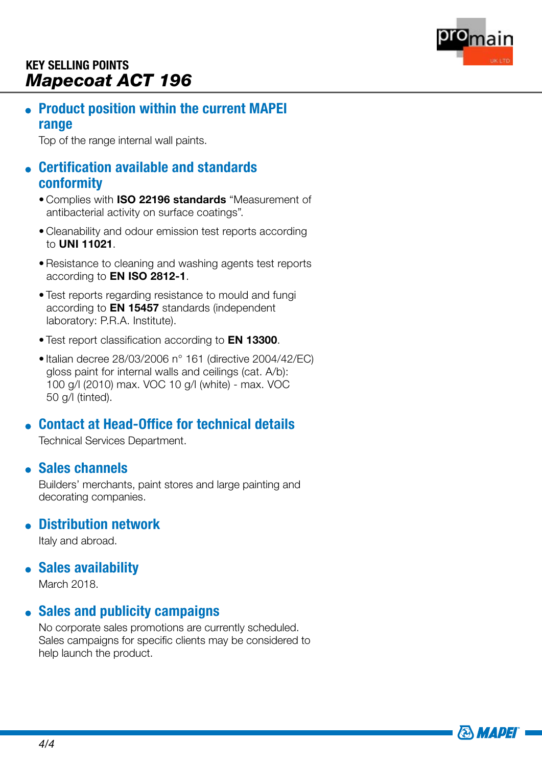## KEY SELLING POINTS
# *Mapecoat ACT 196*

- ### Product position within the current MAPEI range

Top of the range internal wall paints.

- ### Certification available and standards conformity

  - Complies with **ISO 22196 standards** "Measurement of antibacterial activity on surface coatings".
  - Cleanability and odour emission test reports according to **UNI 11021**.
  - Resistance to cleaning and washing agents test reports according to **EN ISO 2812-1**.
  - Test reports regarding resistance to mould and fungi according to **EN 15457** standards (independent laboratory: P.R.A. Institute).
  - Test report classification according to **EN 13300**.
  - Italian decree 28/03/2006 n° 161 (directive 2004/42/EC) gloss paint for internal walls and ceilings (cat. A/b): 100 g/l (2010) max. VOC 10 g/l (white) - max. VOC 50 g/l (tinted).

- ### Contact at Head-Office for technical details

Technical Services Department.

- ### Sales channels

Builders' merchants, paint stores and large painting and decorating companies.

- ### Distribution network

Italy and abroad.

- ### Sales availability

March 2018.

- ### Sales and publicity campaigns

No corporate sales promotions are currently scheduled. Sales campaigns for specific clients may be considered to help launch the product.